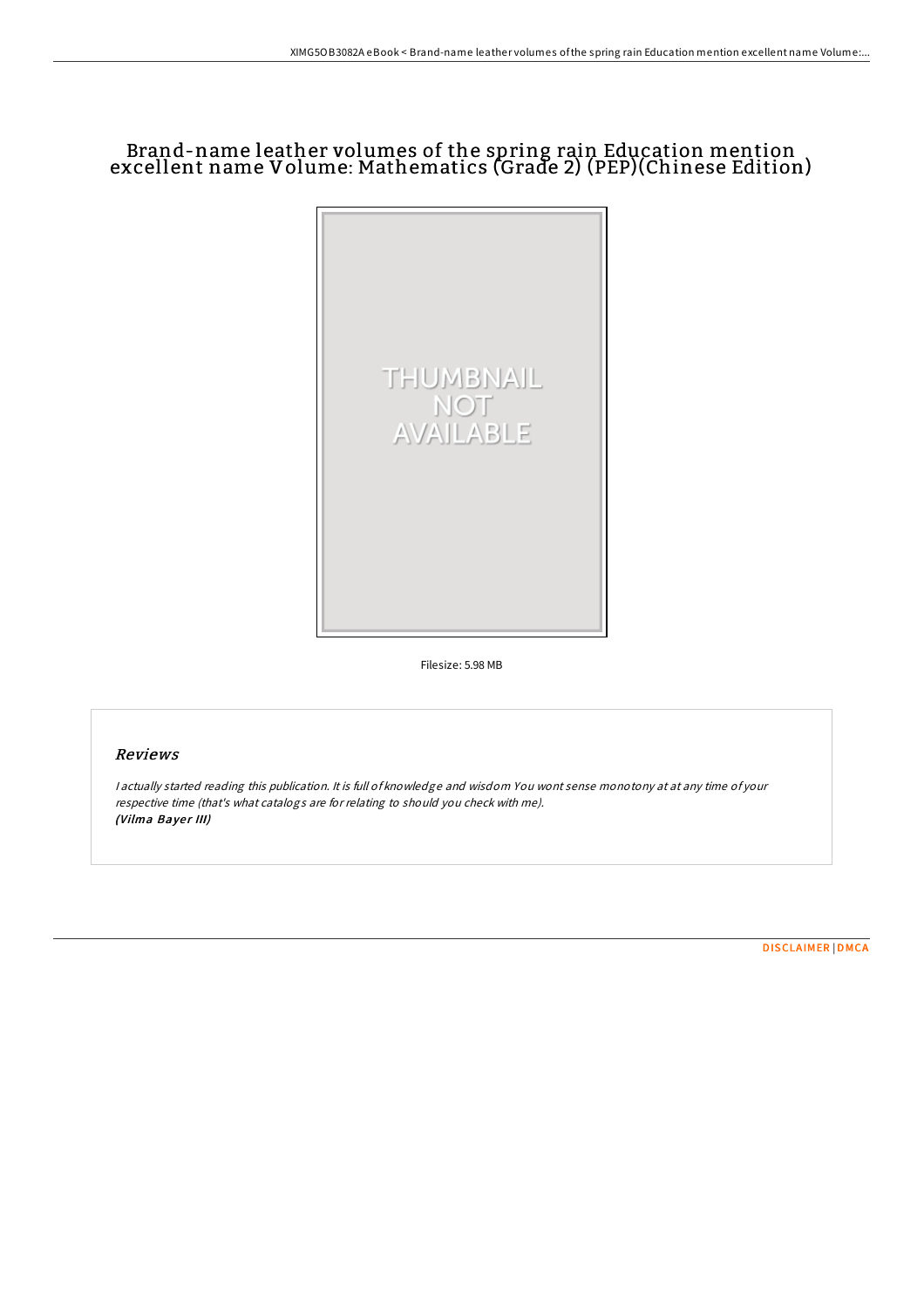# Brand-name leather volumes of the spring rain Education mention excellent name Volume: Mathematics (Grade 2) (PEP)(Chinese Edition)

Filesize: 5.98 MB

## Reviews

*I actually started reading this publication. It is full of knowledge and wisdom You wont sense monotony at at any time of your respective time (that's what catalogs are for relating to should you check with me).*
***(Vilma Bayer III)***

DISCLAIMER | DMCA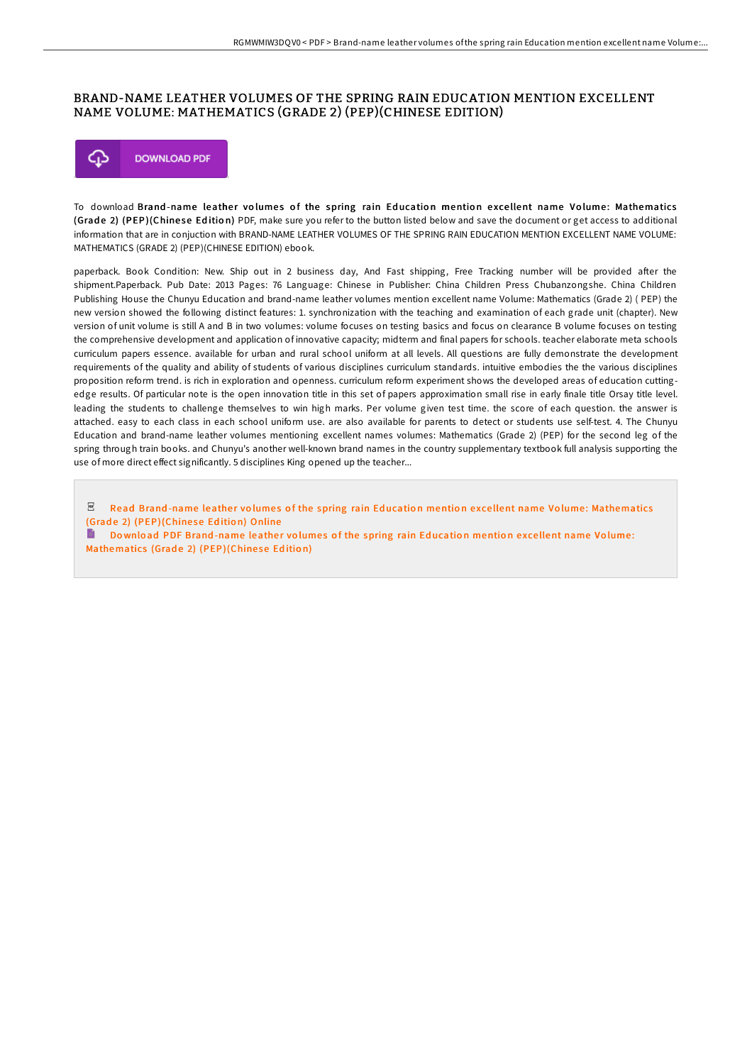# BRAND-NAME LEATHER VOLUMES OF THE SPRING RAIN EDUCATION MENTION EXCELLENT NAME VOLUME: MATHEMATICS (GRADE 2) (PEP)(CHINESE EDITION)

DOWNLOAD PDF

To download **Brand-name leather volumes of the spring rain Education mention excellent name Volume: Mathematics (Grade 2) (PEP)(Chinese Edition)** PDF, make sure you refer to the button listed below and save the document or get access to additional information that are in conjuction with BRAND-NAME LEATHER VOLUMES OF THE SPRING RAIN EDUCATION MENTION EXCELLENT NAME VOLUME: MATHEMATICS (GRADE 2) (PEP)(CHINESE EDITION) ebook.

paperback. Book Condition: New. Ship out in 2 business day, And Fast shipping, Free Tracking number will be provided after the shipment.Paperback. Pub Date: 2013 Pages: 76 Language: Chinese in Publisher: China Children Press Chubanzongshe. China Children Publishing House the Chunyu Education and brand-name leather volumes mention excellent name Volume: Mathematics (Grade 2) ( PEP) the new version showed the following distinct features: 1. synchronization with the teaching and examination of each grade unit (chapter). New version of unit volume is still A and B in two volumes: volume focuses on testing basics and focus on clearance B volume focuses on testing the comprehensive development and application of innovative capacity; midterm and final papers for schools. teacher elaborate meta schools curriculum papers essence. available for urban and rural school uniform at all levels. All questions are fully demonstrate the development requirements of the quality and ability of students of various disciplines curriculum standards. intuitive embodies the the various disciplines proposition reform trend. is rich in exploration and openness. curriculum reform experiment shows the developed areas of education cutting-edge results. Of particular note is the open innovation title in this set of papers approximation small rise in early finale title Orsay title level. leading the students to challenge themselves to win high marks. Per volume given test time. the score of each question. the answer is attached. easy to each class in each school uniform use. are also available for parents to detect or students use self-test. 4. The Chunyu Education and brand-name leather volumes mentioning excellent names volumes: Mathematics (Grade 2) (PEP) for the second leg of the spring through train books. and Chunyu's another well-known brand names in the country supplementary textbook full analysis supporting the use of more direct effect significantly. 5 disciplines King opened up the teacher...

Read Brand-name leather volumes of the spring rain Education mention excellent name Volume: Mathematics (Grade 2) (PEP)(Chinese Edition) Online

Download PDF Brand-name leather volumes of the spring rain Education mention excellent name Volume: Mathematics (Grade 2) (PEP)(Chinese Edition)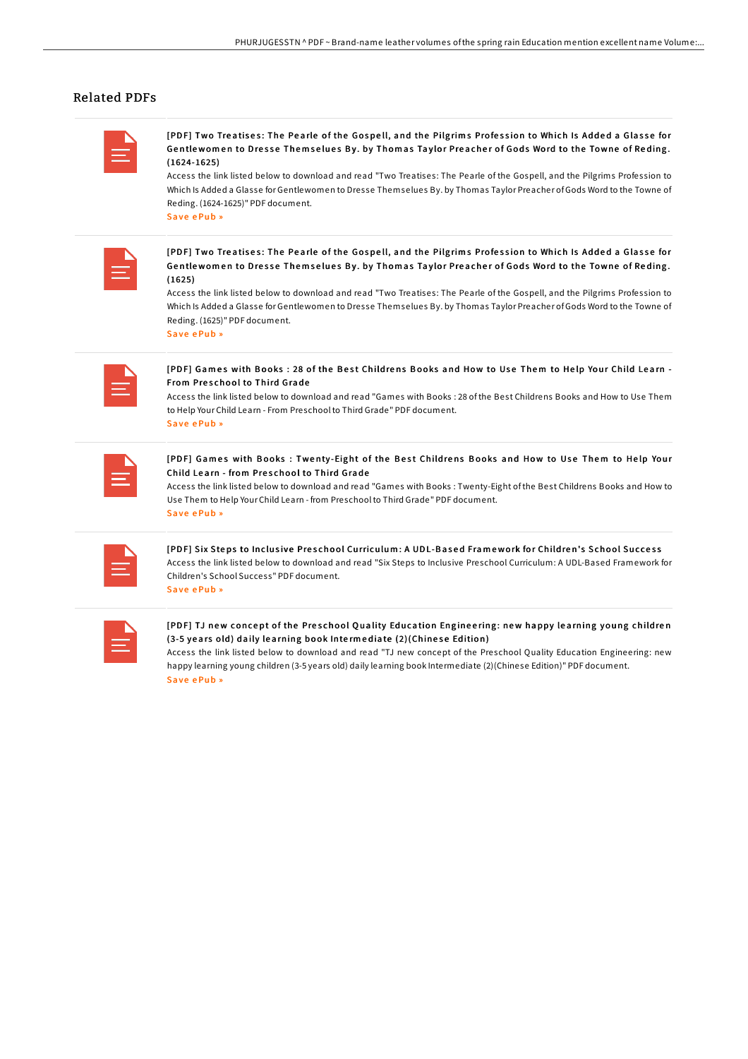## Related PDFs

**[PDF] Two Treatises: The Pearle of the Gospell, and the Pilgrims Profession to Which Is Added a Glasse for Gentlewomen to Dresse Themselues By. by Thomas Taylor Preacher of Gods Word to the Towne of Reding. (1624-1625)**

Access the link listed below to download and read "Two Treatises: The Pearle of the Gospell, and the Pilgrims Profession to Which Is Added a Glasse for Gentlewomen to Dresse Themselues By. by Thomas Taylor Preacher of Gods Word to the Towne of Reding. (1624-1625)" PDF document.

Save ePub »

**[PDF] Two Treatises: The Pearle of the Gospell, and the Pilgrims Profession to Which Is Added a Glasse for Gentlewomen to Dresse Themselues By. by Thomas Taylor Preacher of Gods Word to the Towne of Reding. (1625)**

Access the link listed below to download and read "Two Treatises: The Pearle of the Gospell, and the Pilgrims Profession to Which Is Added a Glasse for Gentlewomen to Dresse Themselues By. by Thomas Taylor Preacher of Gods Word to the Towne of Reding. (1625)" PDF document.

Save ePub »

**[PDF] Games with Books : 28 of the Best Childrens Books and How to Use Them to Help Your Child Learn - From Preschool to Third Grade**

Access the link listed below to download and read "Games with Books : 28 of the Best Childrens Books and How to Use Them to Help Your Child Learn - From Preschool to Third Grade" PDF document.

Save ePub »

**[PDF] Games with Books : Twenty-Eight of the Best Childrens Books and How to Use Them to Help Your Child Learn - from Preschool to Third Grade**

Access the link listed below to download and read "Games with Books : Twenty-Eight of the Best Childrens Books and How to Use Them to Help Your Child Learn - from Preschool to Third Grade" PDF document.

Save ePub »

**[PDF] Six Steps to Inclusive Preschool Curriculum: A UDL-Based Framework for Children's School Success**

Access the link listed below to download and read "Six Steps to Inclusive Preschool Curriculum: A UDL-Based Framework for Children's School Success" PDF document.

Save ePub »

**[PDF] TJ new concept of the Preschool Quality Education Engineering: new happy learning young children (3-5 years old) daily learning book Intermediate (2)(Chinese Edition)**

Access the link listed below to download and read "TJ new concept of the Preschool Quality Education Engineering: new happy learning young children (3-5 years old) daily learning book Intermediate (2)(Chinese Edition)" PDF document.

Save ePub »